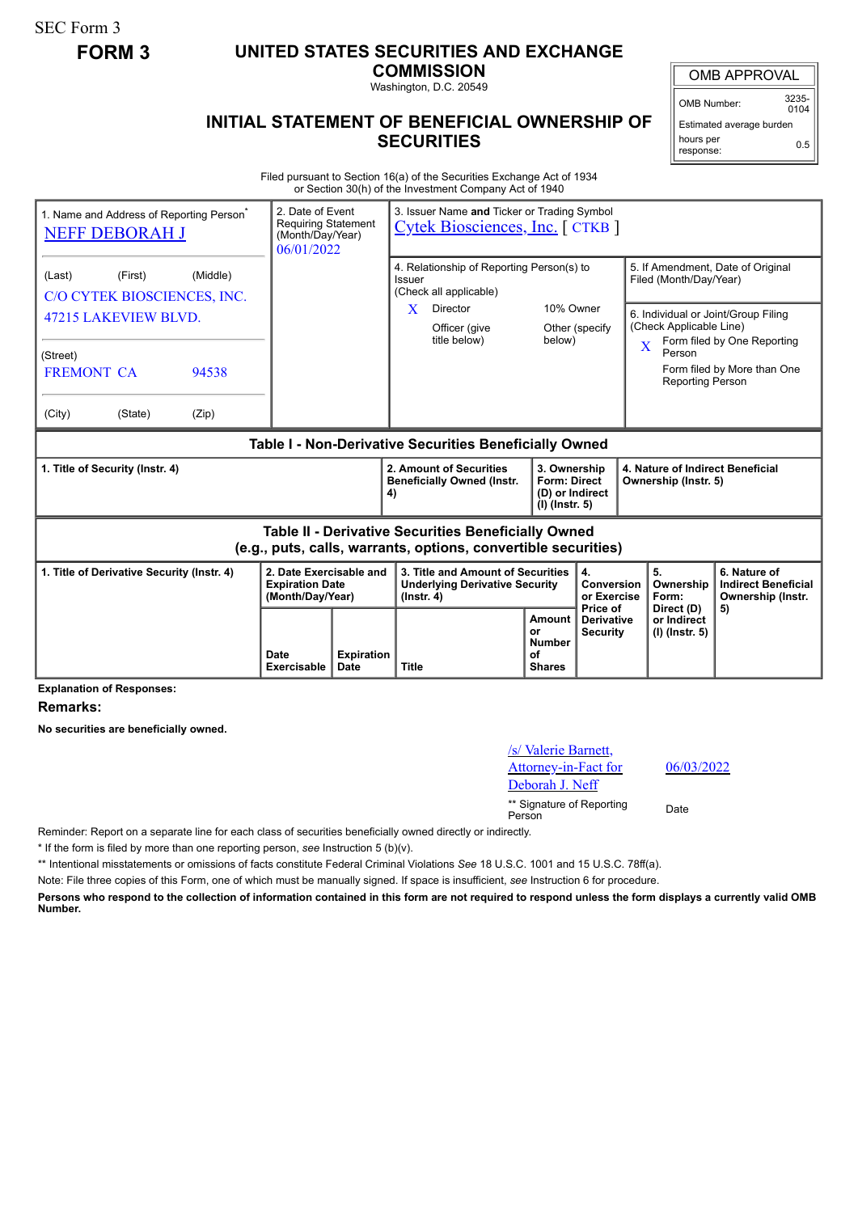SEC Form 3

**FORM 3**

# UNITED STATES SECURITIES AND EXCHANGE COMMISSION

Washington, D.C. 20549

## INITIAL STATEMENT OF BENEFICIAL OWNERSHIP OF SECURITIES

| OMB APPROVAL | |
|---|---|
| OMB Number: | 3235-0104 |
| Estimated average burden hours per response: | 0.5 |

Filed pursuant to Section 16(a) of the Securities Exchange Act of 1934 or Section 30(h) of the Investment Company Act of 1940

| 1. Name and Address of Reporting Person* | 2. Date of Event Requiring Statement (Month/Day/Year) | 3. Issuer Name **and** Ticker or Trading Symbol |
|---|---|---|
| NEFF DEBORAH J | 06/01/2022 | Cytek Biosciences, Inc. [ CTKB ] |
| (Last) (First) (Middle) C/O CYTEK BIOSCIENCES, INC. 47215 LAKEVIEW BLVD. | | 4. Relationship of Reporting Person(s) to Issuer (Check all applicable): X Director; 10% Owner; Officer (give title below); Other (specify below) |
| (Street) FREMONT CA 94538 | | 5. If Amendment, Date of Original Filed (Month/Day/Year) |
| (City) (State) (Zip) | | 6. Individual or Joint/Group Filing (Check Applicable Line): X Form filed by One Reporting Person; Form filed by More than One Reporting Person |

**Table I - Non-Derivative Securities Beneficially Owned**

| 1. Title of Security (Instr. 4) | 2. Amount of Securities Beneficially Owned (Instr. 4) | 3. Ownership Form: Direct (D) or Indirect (I) (Instr. 5) | 4. Nature of Indirect Beneficial Ownership (Instr. 5) |
|---|---|---|---|

**Table II - Derivative Securities Beneficially Owned (e.g., puts, calls, warrants, options, convertible securities)**

| 1. Title of Derivative Security (Instr. 4) | 2. Date Exercisable and Expiration Date (Month/Day/Year) | | 3. Title and Amount of Securities Underlying Derivative Security (Instr. 4) | | 4. Conversion or Exercise Price of Derivative Security | 5. Ownership Form: Direct (D) or Indirect (I) (Instr. 5) | 6. Nature of Indirect Beneficial Ownership (Instr. 5) |
|---|---|---|---|---|---|---|---|
| | Date Exercisable | Expiration Date | Title | Amount or Number of Shares | | | |

**Explanation of Responses:**

**Remarks:**

**No securities are beneficially owned.**

| /s/ Valerie Barnett, Attorney-in-Fact for Deborah J. Neff | 06/03/2022 |
|---|---|
| ** Signature of Reporting Person | Date |

Reminder: Report on a separate line for each class of securities beneficially owned directly or indirectly.

* If the form is filed by more than one reporting person, *see* Instruction 5 (b)(v).

** Intentional misstatements or omissions of facts constitute Federal Criminal Violations *See* 18 U.S.C. 1001 and 15 U.S.C. 78ff(a).

Note: File three copies of this Form, one of which must be manually signed. If space is insufficient, *see* Instruction 6 for procedure.

**Persons who respond to the collection of information contained in this form are not required to respond unless the form displays a currently valid OMB Number.**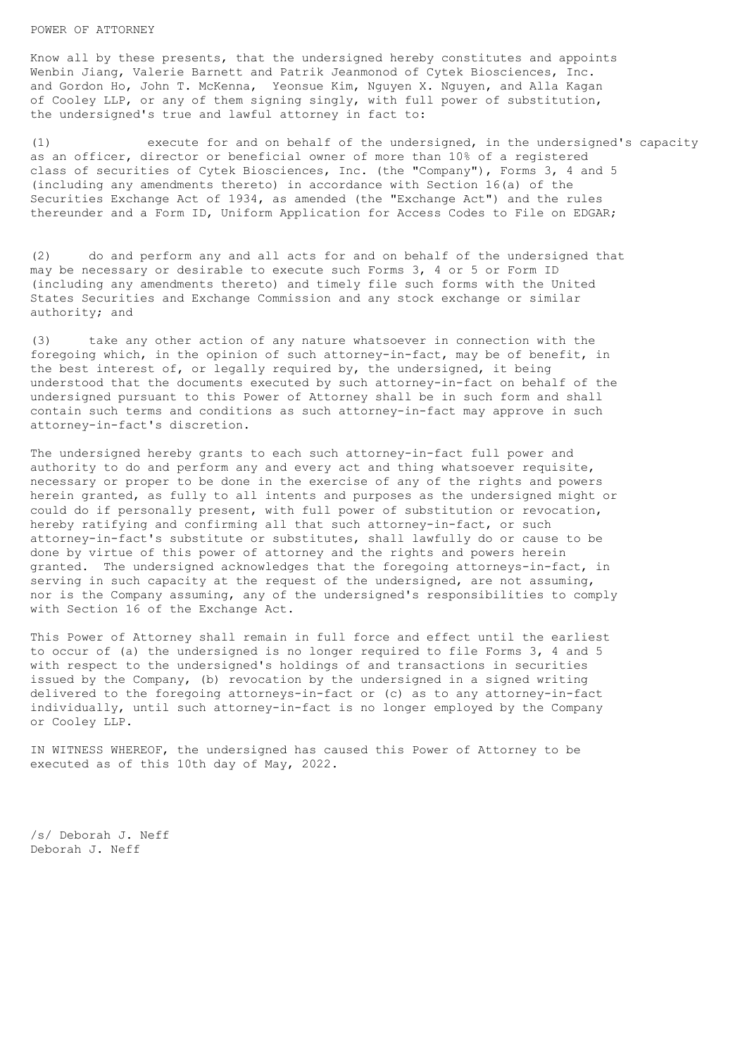# POWER OF ATTORNEY

Know all by these presents, that the undersigned hereby constitutes and appoints Wenbin Jiang, Valerie Barnett and Patrik Jeanmonod of Cytek Biosciences, Inc. and Gordon Ho, John T. McKenna, Yeonsue Kim, Nguyen X. Nguyen, and Alla Kagan of Cooley LLP, or any of them signing singly, with full power of substitution, the undersigned's true and lawful attorney in fact to:

(1) execute for and on behalf of the undersigned, in the undersigned's capacity as an officer, director or beneficial owner of more than 10% of a registered class of securities of Cytek Biosciences, Inc. (the "Company"), Forms 3, 4 and 5 (including any amendments thereto) in accordance with Section 16(a) of the Securities Exchange Act of 1934, as amended (the "Exchange Act") and the rules thereunder and a Form ID, Uniform Application for Access Codes to File on EDGAR;

(2) do and perform any and all acts for and on behalf of the undersigned that may be necessary or desirable to execute such Forms 3, 4 or 5 or Form ID (including any amendments thereto) and timely file such forms with the United States Securities and Exchange Commission and any stock exchange or similar authority; and

(3) take any other action of any nature whatsoever in connection with the foregoing which, in the opinion of such attorney-in-fact, may be of benefit, in the best interest of, or legally required by, the undersigned, it being understood that the documents executed by such attorney-in-fact on behalf of the undersigned pursuant to this Power of Attorney shall be in such form and shall contain such terms and conditions as such attorney-in-fact may approve in such attorney-in-fact's discretion.

The undersigned hereby grants to each such attorney-in-fact full power and authority to do and perform any and every act and thing whatsoever requisite, necessary or proper to be done in the exercise of any of the rights and powers herein granted, as fully to all intents and purposes as the undersigned might or could do if personally present, with full power of substitution or revocation, hereby ratifying and confirming all that such attorney-in-fact, or such attorney-in-fact's substitute or substitutes, shall lawfully do or cause to be done by virtue of this power of attorney and the rights and powers herein granted. The undersigned acknowledges that the foregoing attorneys-in-fact, in serving in such capacity at the request of the undersigned, are not assuming, nor is the Company assuming, any of the undersigned's responsibilities to comply with Section 16 of the Exchange Act.

This Power of Attorney shall remain in full force and effect until the earliest to occur of (a) the undersigned is no longer required to file Forms 3, 4 and 5 with respect to the undersigned's holdings of and transactions in securities issued by the Company, (b) revocation by the undersigned in a signed writing delivered to the foregoing attorneys-in-fact or (c) as to any attorney-in-fact individually, until such attorney-in-fact is no longer employed by the Company or Cooley LLP.

IN WITNESS WHEREOF, the undersigned has caused this Power of Attorney to be executed as of this 10th day of May, 2022.

/s/ Deborah J. Neff
Deborah J. Neff